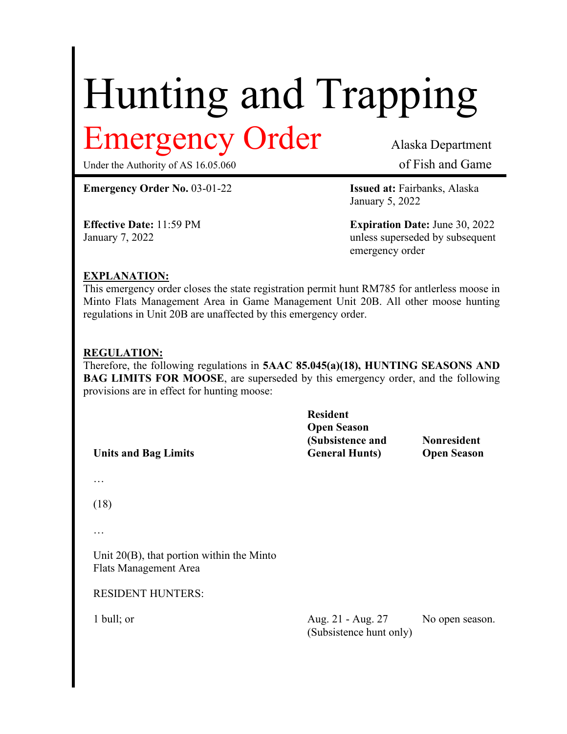# Hunting and Trapping

## Emergency Order

Under the Authority of AS 16.05.060

Alaska Department of Fish and Game

**Emergency Order No.** 03-01-22

**Issued at:** Fairbanks, Alaska January 5, 2022

**Effective Date:** 11:59 PM January 7, 2022

**Expiration Date:** June 30, 2022 unless superseded by subsequent emergency order

**EXPLANATION:**

This emergency order closes the state registration permit hunt RM785 for antlerless moose in Minto Flats Management Area in Game Management Unit 20B. All other moose hunting regulations in Unit 20B are unaffected by this emergency order.

**REGULATION:**

Therefore, the following regulations in **5AAC 85.045(a)(18), HUNTING SEASONS AND BAG LIMITS FOR MOOSE**, are superseded by this emergency order, and the following provisions are in effect for hunting moose:

| Units and Bag Limits | Resident Open Season (Subsistence and General Hunts) | Nonresident Open Season |
|---|---|---|
| … | | |
| (18) | | |
| … | | |
| Unit 20(B), that portion within the Minto Flats Management Area | | |
| RESIDENT HUNTERS: | | |
| 1 bull; or | Aug. 21 - Aug. 27 (Subsistence hunt only) | No open season. |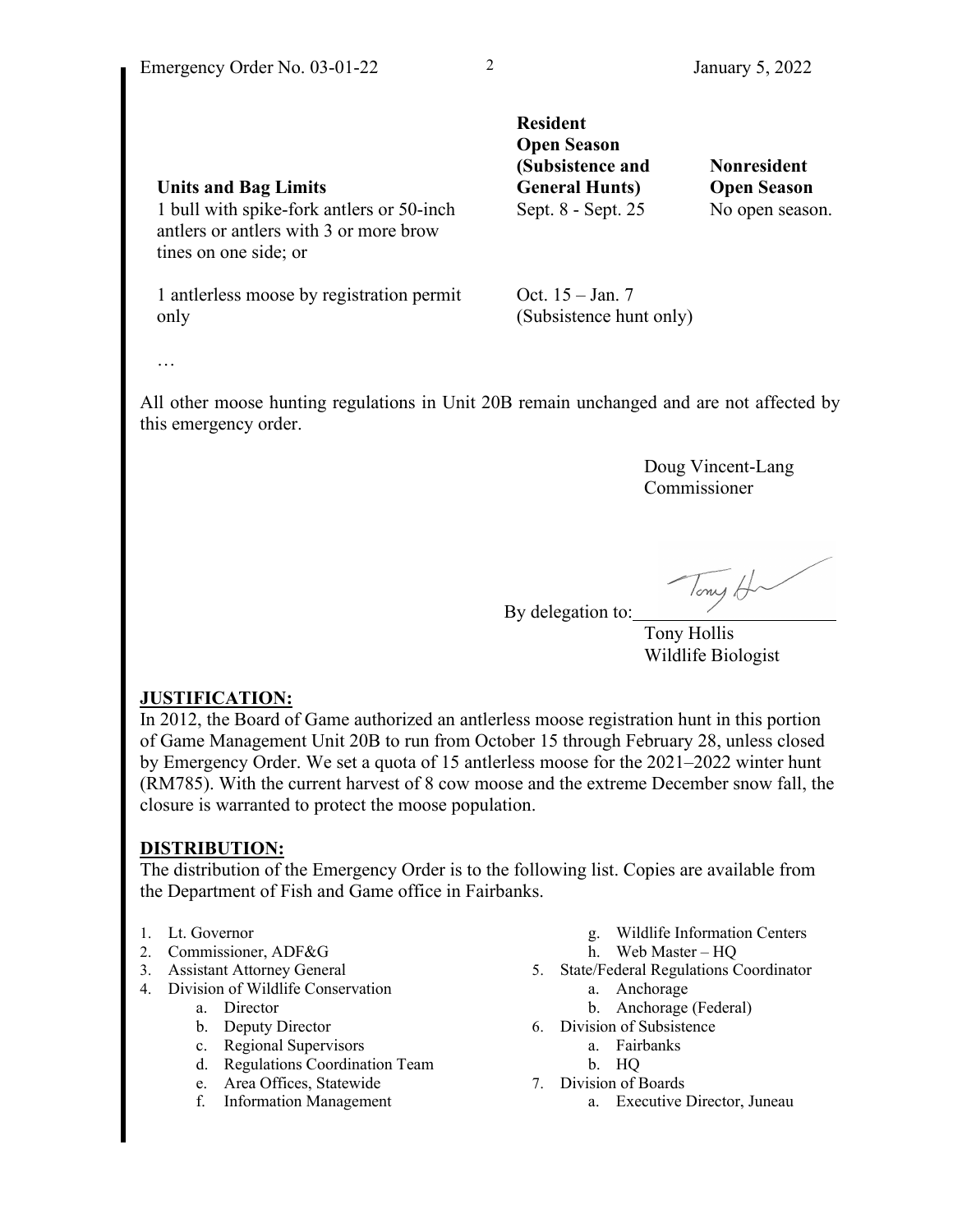| Units and Bag Limits | Resident Open Season (Subsistence and General Hunts) | Nonresident Open Season |
|---|---|---|
| 1 bull with spike-fork antlers or 50-inch antlers or antlers with 3 or more brow tines on one side; or | Sept. 8 - Sept. 25 | No open season. |
| 1 antlerless moose by registration permit only | Oct. 15 – Jan. 7 (Subsistence hunt only) | |

…

All other moose hunting regulations in Unit 20B remain unchanged and are not affected by this emergency order.

Doug Vincent-Lang
Commissioner

By delegation to: ______________________
Tony Hollis
Wildlife Biologist

**JUSTIFICATION:**

In 2012, the Board of Game authorized an antlerless moose registration hunt in this portion of Game Management Unit 20B to run from October 15 through February 28, unless closed by Emergency Order. We set a quota of 15 antlerless moose for the 2021–2022 winter hunt (RM785). With the current harvest of 8 cow moose and the extreme December snow fall, the closure is warranted to protect the moose population.

**DISTRIBUTION:**

The distribution of the Emergency Order is to the following list. Copies are available from the Department of Fish and Game office in Fairbanks.

1. Lt. Governor
2. Commissioner, ADF&G
3. Assistant Attorney General
4. Division of Wildlife Conservation
   a. Director
   b. Deputy Director
   c. Regional Supervisors
   d. Regulations Coordination Team
   e. Area Offices, Statewide
   f. Information Management
   g. Wildlife Information Centers
   h. Web Master – HQ
5. State/Federal Regulations Coordinator
   a. Anchorage
   b. Anchorage (Federal)
6. Division of Subsistence
   a. Fairbanks
   b. HQ
7. Division of Boards
   a. Executive Director, Juneau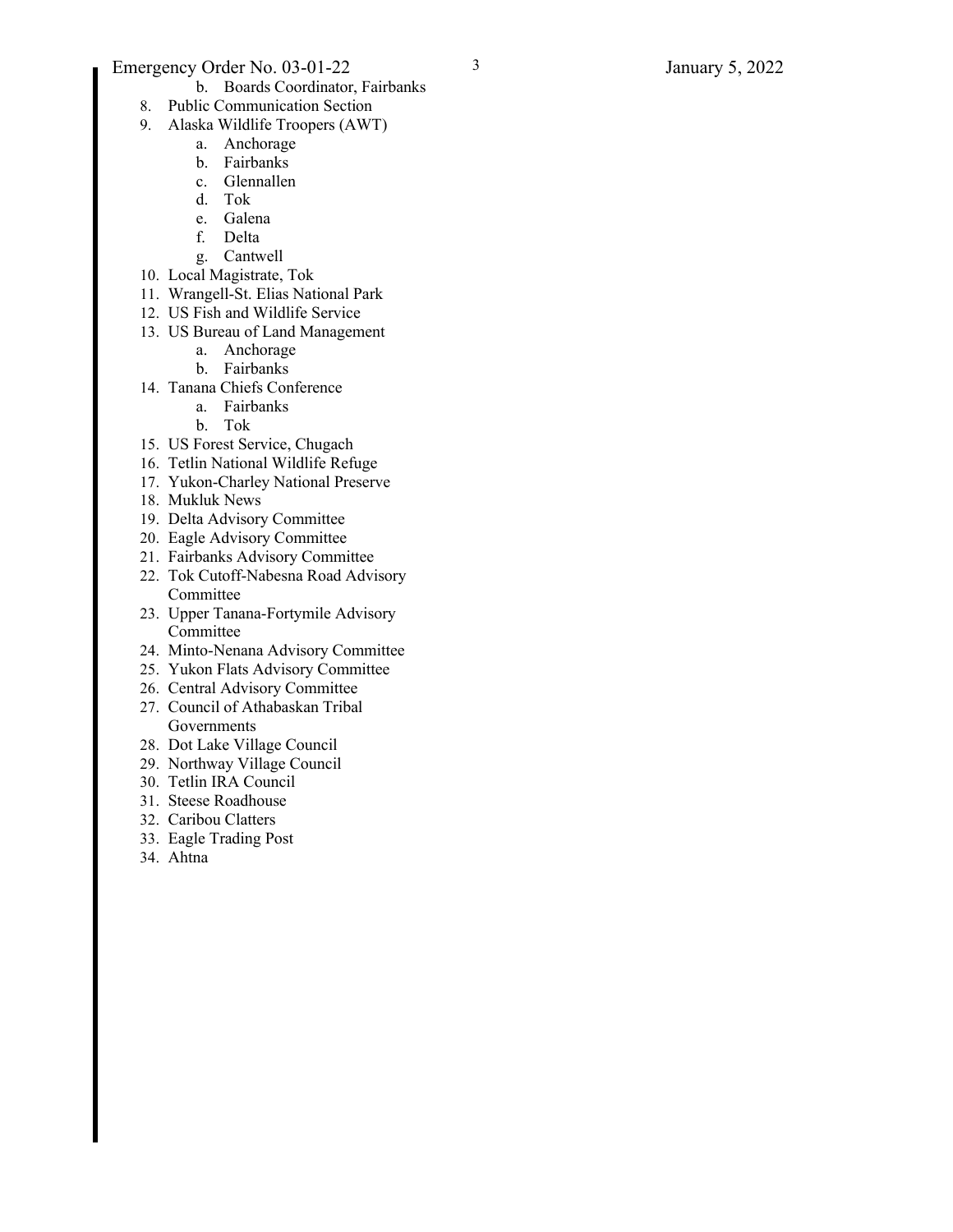b. Boards Coordinator, Fairbanks

8. Public Communication Section
9. Alaska Wildlife Troopers (AWT)
    a. Anchorage
    b. Fairbanks
    c. Glennallen
    d. Tok
    e. Galena
    f. Delta
    g. Cantwell
10. Local Magistrate, Tok
11. Wrangell-St. Elias National Park
12. US Fish and Wildlife Service
13. US Bureau of Land Management
    a. Anchorage
    b. Fairbanks
14. Tanana Chiefs Conference
    a. Fairbanks
    b. Tok
15. US Forest Service, Chugach
16. Tetlin National Wildlife Refuge
17. Yukon-Charley National Preserve
18. Mukluk News
19. Delta Advisory Committee
20. Eagle Advisory Committee
21. Fairbanks Advisory Committee
22. Tok Cutoff-Nabesna Road Advisory Committee
23. Upper Tanana-Fortymile Advisory Committee
24. Minto-Nenana Advisory Committee
25. Yukon Flats Advisory Committee
26. Central Advisory Committee
27. Council of Athabaskan Tribal Governments
28. Dot Lake Village Council
29. Northway Village Council
30. Tetlin IRA Council
31. Steese Roadhouse
32. Caribou Clatters
33. Eagle Trading Post
34. Ahtna